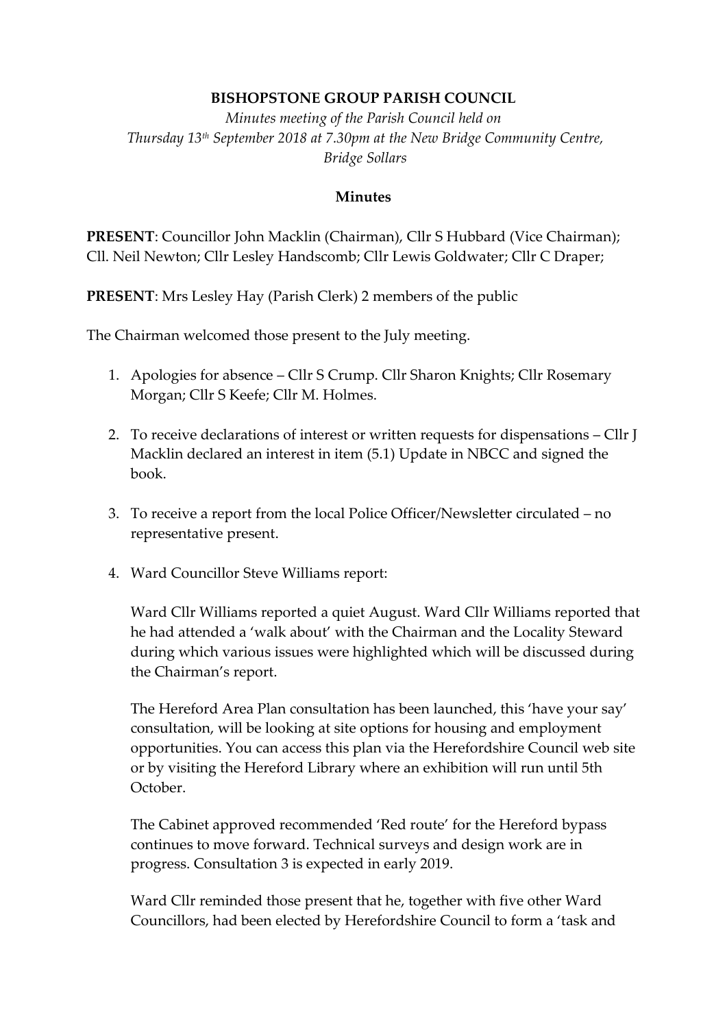**BISHOPSTONE GROUP PARISH COUNCIL**

*Minutes meeting of the Parish Council held on Thursday 13th September 2018 at 7.30pm at the New Bridge Community Centre, Bridge Sollars*

**Minutes**

**PRESENT**: Councillor John Macklin (Chairman), Cllr S Hubbard (Vice Chairman); Cll. Neil Newton; Cllr Lesley Handscomb; Cllr Lewis Goldwater; Cllr C Draper;

**PRESENT**: Mrs Lesley Hay (Parish Clerk) 2 members of the public

The Chairman welcomed those present to the July meeting.

1. Apologies for absence – Cllr S Crump. Cllr Sharon Knights; Cllr Rosemary Morgan; Cllr S Keefe; Cllr M. Holmes.

2. To receive declarations of interest or written requests for dispensations – Cllr J Macklin declared an interest in item (5.1) Update in NBCC and signed the book.

3. To receive a report from the local Police Officer/Newsletter circulated – no representative present.

4. Ward Councillor Steve Williams report:

   Ward Cllr Williams reported a quiet August. Ward Cllr Williams reported that he had attended a 'walk about' with the Chairman and the Locality Steward during which various issues were highlighted which will be discussed during the Chairman's report.

   The Hereford Area Plan consultation has been launched, this 'have your say' consultation, will be looking at site options for housing and employment opportunities. You can access this plan via the Herefordshire Council web site or by visiting the Hereford Library where an exhibition will run until 5th October.

   The Cabinet approved recommended 'Red route' for the Hereford bypass continues to move forward. Technical surveys and design work are in progress. Consultation 3 is expected in early 2019.

   Ward Cllr reminded those present that he, together with five other Ward Councillors, had been elected by Herefordshire Council to form a 'task and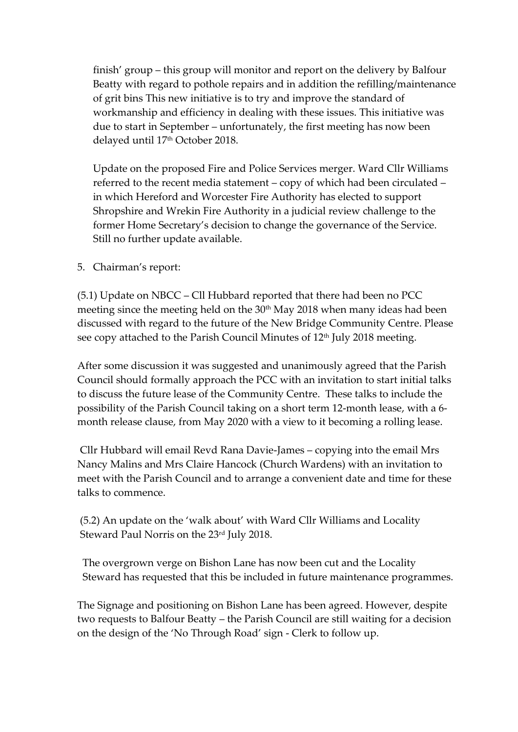finish' group – this group will monitor and report on the delivery by Balfour Beatty with regard to pothole repairs and in addition the refilling/maintenance of grit bins This new initiative is to try and improve the standard of workmanship and efficiency in dealing with these issues. This initiative was due to start in September – unfortunately, the first meeting has now been delayed until 17th October 2018.

Update on the proposed Fire and Police Services merger. Ward Cllr Williams referred to the recent media statement – copy of which had been circulated – in which Hereford and Worcester Fire Authority has elected to support Shropshire and Wrekin Fire Authority in a judicial review challenge to the former Home Secretary's decision to change the governance of the Service. Still no further update available.

5. Chairman's report:

(5.1) Update on NBCC – Cll Hubbard reported that there had been no PCC meeting since the meeting held on the 30th May 2018 when many ideas had been discussed with regard to the future of the New Bridge Community Centre. Please see copy attached to the Parish Council Minutes of 12th July 2018 meeting.

After some discussion it was suggested and unanimously agreed that the Parish Council should formally approach the PCC with an invitation to start initial talks to discuss the future lease of the Community Centre. These talks to include the possibility of the Parish Council taking on a short term 12-month lease, with a 6-month release clause, from May 2020 with a view to it becoming a rolling lease.

Cllr Hubbard will email Revd Rana Davie-James – copying into the email Mrs Nancy Malins and Mrs Claire Hancock (Church Wardens) with an invitation to meet with the Parish Council and to arrange a convenient date and time for these talks to commence.

(5.2) An update on the 'walk about' with Ward Cllr Williams and Locality Steward Paul Norris on the 23rd July 2018.

The overgrown verge on Bishon Lane has now been cut and the Locality Steward has requested that this be included in future maintenance programmes.

The Signage and positioning on Bishon Lane has been agreed. However, despite two requests to Balfour Beatty – the Parish Council are still waiting for a decision on the design of the 'No Through Road' sign - Clerk to follow up.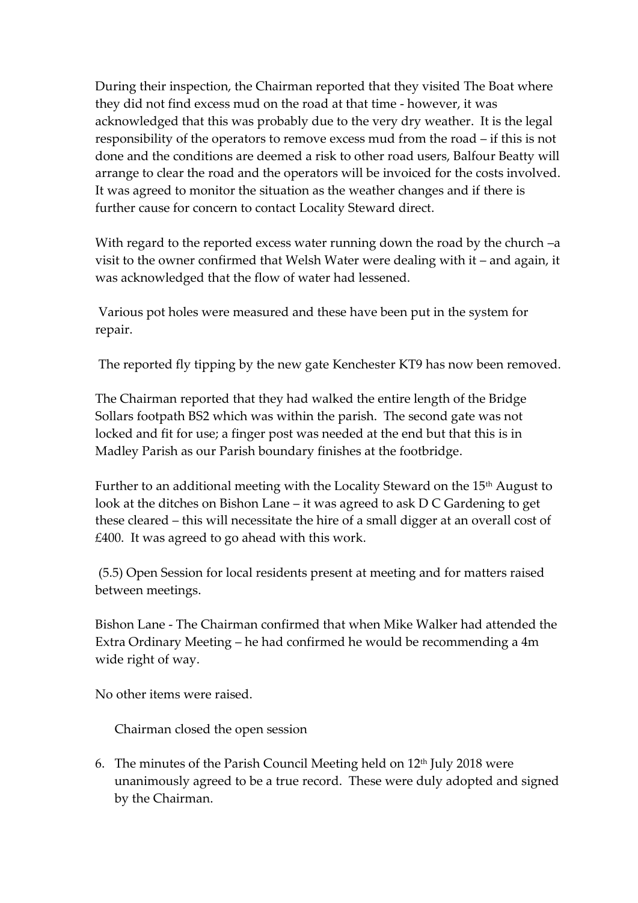During their inspection, the Chairman reported that they visited The Boat where they did not find excess mud on the road at that time - however, it was acknowledged that this was probably due to the very dry weather. It is the legal responsibility of the operators to remove excess mud from the road – if this is not done and the conditions are deemed a risk to other road users, Balfour Beatty will arrange to clear the road and the operators will be invoiced for the costs involved. It was agreed to monitor the situation as the weather changes and if there is further cause for concern to contact Locality Steward direct.

With regard to the reported excess water running down the road by the church –a visit to the owner confirmed that Welsh Water were dealing with it – and again, it was acknowledged that the flow of water had lessened.

Various pot holes were measured and these have been put in the system for repair.

The reported fly tipping by the new gate Kenchester KT9 has now been removed.

The Chairman reported that they had walked the entire length of the Bridge Sollars footpath BS2 which was within the parish. The second gate was not locked and fit for use; a finger post was needed at the end but that this is in Madley Parish as our Parish boundary finishes at the footbridge.

Further to an additional meeting with the Locality Steward on the 15th August to look at the ditches on Bishon Lane – it was agreed to ask D C Gardening to get these cleared – this will necessitate the hire of a small digger at an overall cost of £400. It was agreed to go ahead with this work.

(5.5) Open Session for local residents present at meeting and for matters raised between meetings.

Bishon Lane - The Chairman confirmed that when Mike Walker had attended the Extra Ordinary Meeting – he had confirmed he would be recommending a 4m wide right of way.

No other items were raised.

Chairman closed the open session

6. The minutes of the Parish Council Meeting held on 12th July 2018 were unanimously agreed to be a true record. These were duly adopted and signed by the Chairman.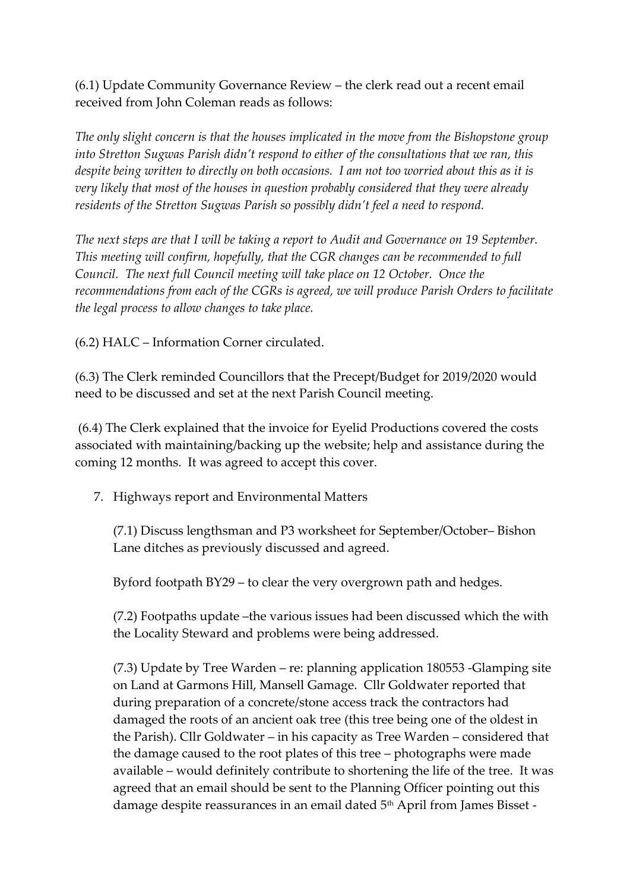(6.1) Update Community Governance Review – the clerk read out a recent email received from John Coleman reads as follows:

*The only slight concern is that the houses implicated in the move from the Bishopstone group into Stretton Sugwas Parish didn't respond to either of the consultations that we ran, this despite being written to directly on both occasions. I am not too worried about this as it is very likely that most of the houses in question probably considered that they were already residents of the Stretton Sugwas Parish so possibly didn't feel a need to respond.*

*The next steps are that I will be taking a report to Audit and Governance on 19 September. This meeting will confirm, hopefully, that the CGR changes can be recommended to full Council. The next full Council meeting will take place on 12 October. Once the recommendations from each of the CGRs is agreed, we will produce Parish Orders to facilitate the legal process to allow changes to take place.*

(6.2) HALC – Information Corner circulated.

(6.3) The Clerk reminded Councillors that the Precept/Budget for 2019/2020 would need to be discussed and set at the next Parish Council meeting.

(6.4) The Clerk explained that the invoice for Eyelid Productions covered the costs associated with maintaining/backing up the website; help and assistance during the coming 12 months. It was agreed to accept this cover.

7. Highways report and Environmental Matters

   (7.1) Discuss lengthsman and P3 worksheet for September/October– Bishon Lane ditches as previously discussed and agreed.

   Byford footpath BY29 – to clear the very overgrown path and hedges.

   (7.2) Footpaths update –the various issues had been discussed which the with the Locality Steward and problems were being addressed.

   (7.3) Update by Tree Warden – re: planning application 180553 -Glamping site on Land at Garmons Hill, Mansell Gamage. Cllr Goldwater reported that during preparation of a concrete/stone access track the contractors had damaged the roots of an ancient oak tree (this tree being one of the oldest in the Parish). Cllr Goldwater – in his capacity as Tree Warden – considered that the damage caused to the root plates of this tree – photographs were made available – would definitely contribute to shortening the life of the tree. It was agreed that an email should be sent to the Planning Officer pointing out this damage despite reassurances in an email dated 5th April from James Bisset -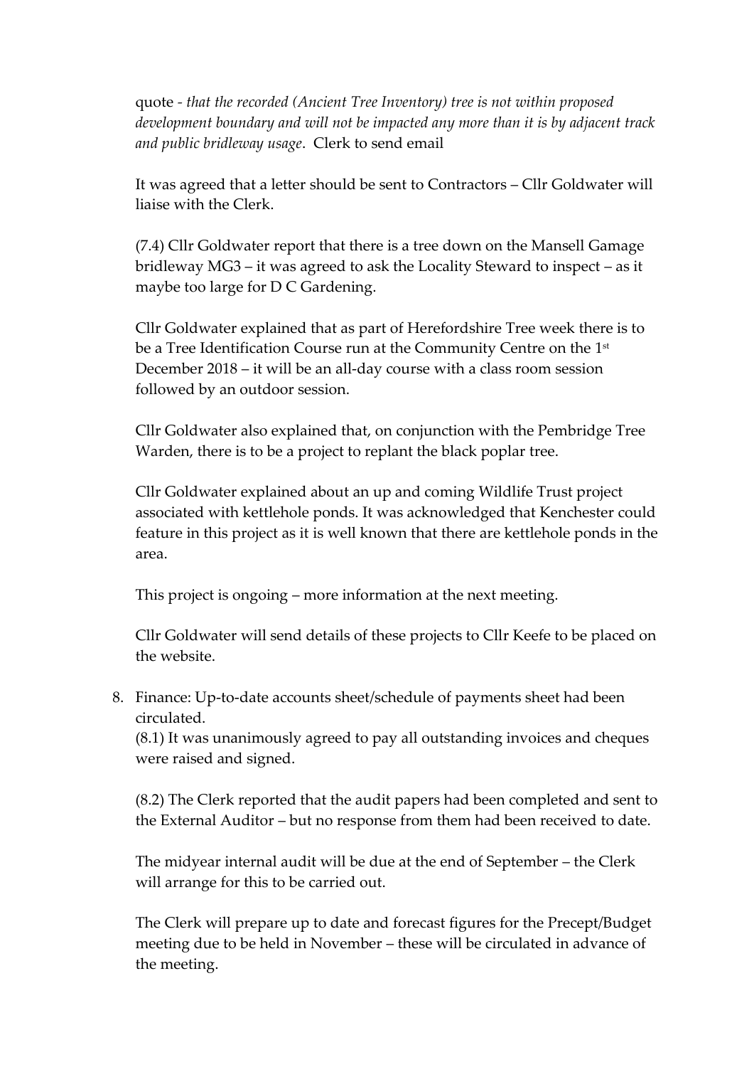quote - *that the recorded (Ancient Tree Inventory) tree is not within proposed development boundary and will not be impacted any more than it is by adjacent track and public bridleway usage*. Clerk to send email

It was agreed that a letter should be sent to Contractors – Cllr Goldwater will liaise with the Clerk.

(7.4) Cllr Goldwater report that there is a tree down on the Mansell Gamage bridleway MG3 – it was agreed to ask the Locality Steward to inspect – as it maybe too large for D C Gardening.

Cllr Goldwater explained that as part of Herefordshire Tree week there is to be a Tree Identification Course run at the Community Centre on the 1st December 2018 – it will be an all-day course with a class room session followed by an outdoor session.

Cllr Goldwater also explained that, on conjunction with the Pembridge Tree Warden, there is to be a project to replant the black poplar tree.

Cllr Goldwater explained about an up and coming Wildlife Trust project associated with kettlehole ponds. It was acknowledged that Kenchester could feature in this project as it is well known that there are kettlehole ponds in the area.

This project is ongoing – more information at the next meeting.

Cllr Goldwater will send details of these projects to Cllr Keefe to be placed on the website.

8. Finance: Up-to-date accounts sheet/schedule of payments sheet had been circulated.
   (8.1) It was unanimously agreed to pay all outstanding invoices and cheques were raised and signed.

   (8.2) The Clerk reported that the audit papers had been completed and sent to the External Auditor – but no response from them had been received to date.

   The midyear internal audit will be due at the end of September – the Clerk will arrange for this to be carried out.

   The Clerk will prepare up to date and forecast figures for the Precept/Budget meeting due to be held in November – these will be circulated in advance of the meeting.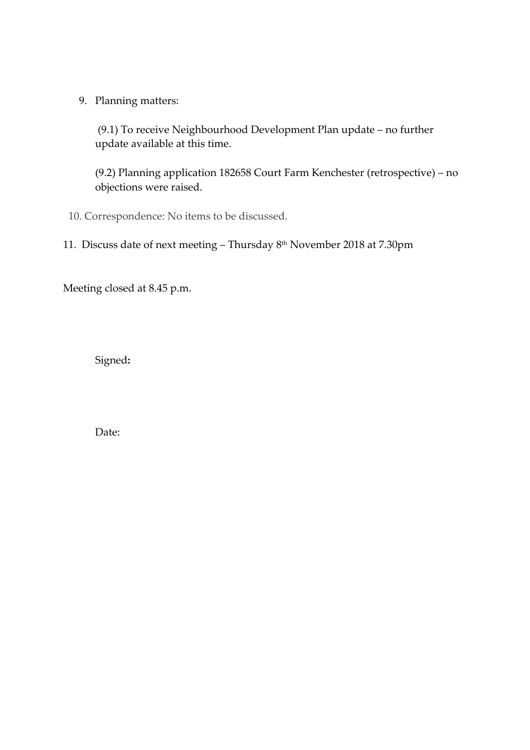9. Planning matters:

   (9.1) To receive Neighbourhood Development Plan update – no further update available at this time.

   (9.2) Planning application 182658 Court Farm Kenchester (retrospective) – no objections were raised.

10. Correspondence: No items to be discussed.

11. Discuss date of next meeting – Thursday 8th November 2018 at 7.30pm

Meeting closed at 8.45 p.m.

Signed**:**

Date: